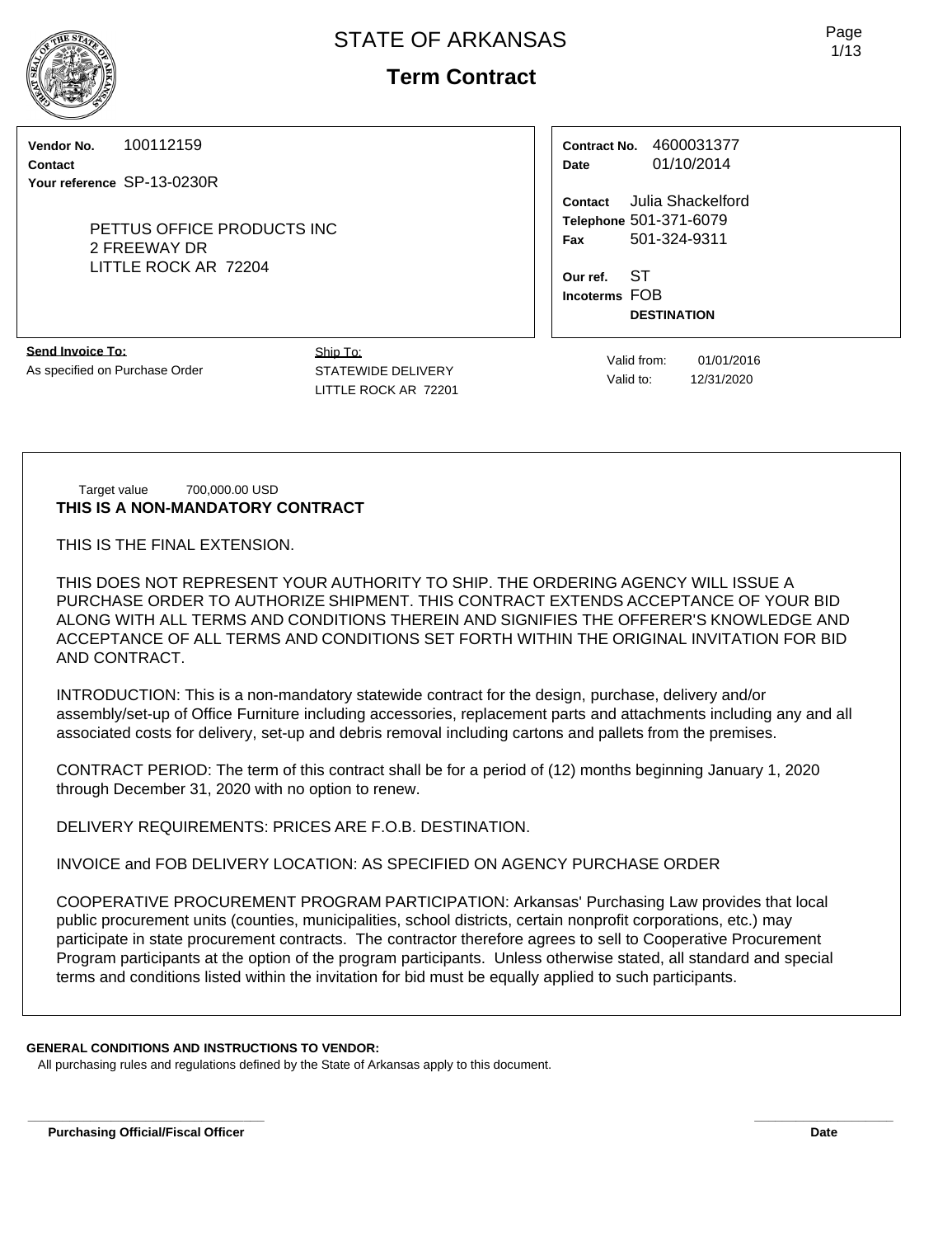# STATE OF ARKANSAS

## Term Contract

| | |
|---|---|
| **Vendor No.** 100112159 | **Contract No.** 4600031377 |
| **Contact** | **Date** 01/10/2014 |
| **Your reference** SP-13-0230R | **Contact** Julia Shackelford |
| PETTUS OFFICE PRODUCTS INC | **Telephone** 501-371-6079 |
| 2 FREEWAY DR | **Fax** 501-324-9311 |
| LITTLE ROCK AR 72204 | **Our ref.** ST |
| | **Incoterms** FOB **DESTINATION** |

**Send Invoice To:**
As specified on Purchase Order

Ship To:
STATEWIDE DELIVERY
LITTLE ROCK AR 72201

Valid from: 01/01/2016
Valid to: 12/31/2020

Target value 700,000.00 USD

**THIS IS A NON-MANDATORY CONTRACT**

THIS IS THE FINAL EXTENSION.

THIS DOES NOT REPRESENT YOUR AUTHORITY TO SHIP. THE ORDERING AGENCY WILL ISSUE A PURCHASE ORDER TO AUTHORIZE SHIPMENT. THIS CONTRACT EXTENDS ACCEPTANCE OF YOUR BID ALONG WITH ALL TERMS AND CONDITIONS THEREIN AND SIGNIFIES THE OFFERER'S KNOWLEDGE AND ACCEPTANCE OF ALL TERMS AND CONDITIONS SET FORTH WITHIN THE ORIGINAL INVITATION FOR BID AND CONTRACT.

INTRODUCTION: This is a non-mandatory statewide contract for the design, purchase, delivery and/or assembly/set-up of Office Furniture including accessories, replacement parts and attachments including any and all associated costs for delivery, set-up and debris removal including cartons and pallets from the premises.

CONTRACT PERIOD: The term of this contract shall be for a period of (12) months beginning January 1, 2020 through December 31, 2020 with no option to renew.

DELIVERY REQUIREMENTS: PRICES ARE F.O.B. DESTINATION.

INVOICE and FOB DELIVERY LOCATION: AS SPECIFIED ON AGENCY PURCHASE ORDER

COOPERATIVE PROCUREMENT PROGRAM PARTICIPATION: Arkansas' Purchasing Law provides that local public procurement units (counties, municipalities, school districts, certain nonprofit corporations, etc.) may participate in state procurement contracts. The contractor therefore agrees to sell to Cooperative Procurement Program participants at the option of the program participants. Unless otherwise stated, all standard and special terms and conditions listed within the invitation for bid must be equally applied to such participants.

**GENERAL CONDITIONS AND INSTRUCTIONS TO VENDOR:**
All purchasing rules and regulations defined by the State of Arkansas apply to this document.

**Purchasing Official/Fiscal Officer** **Date**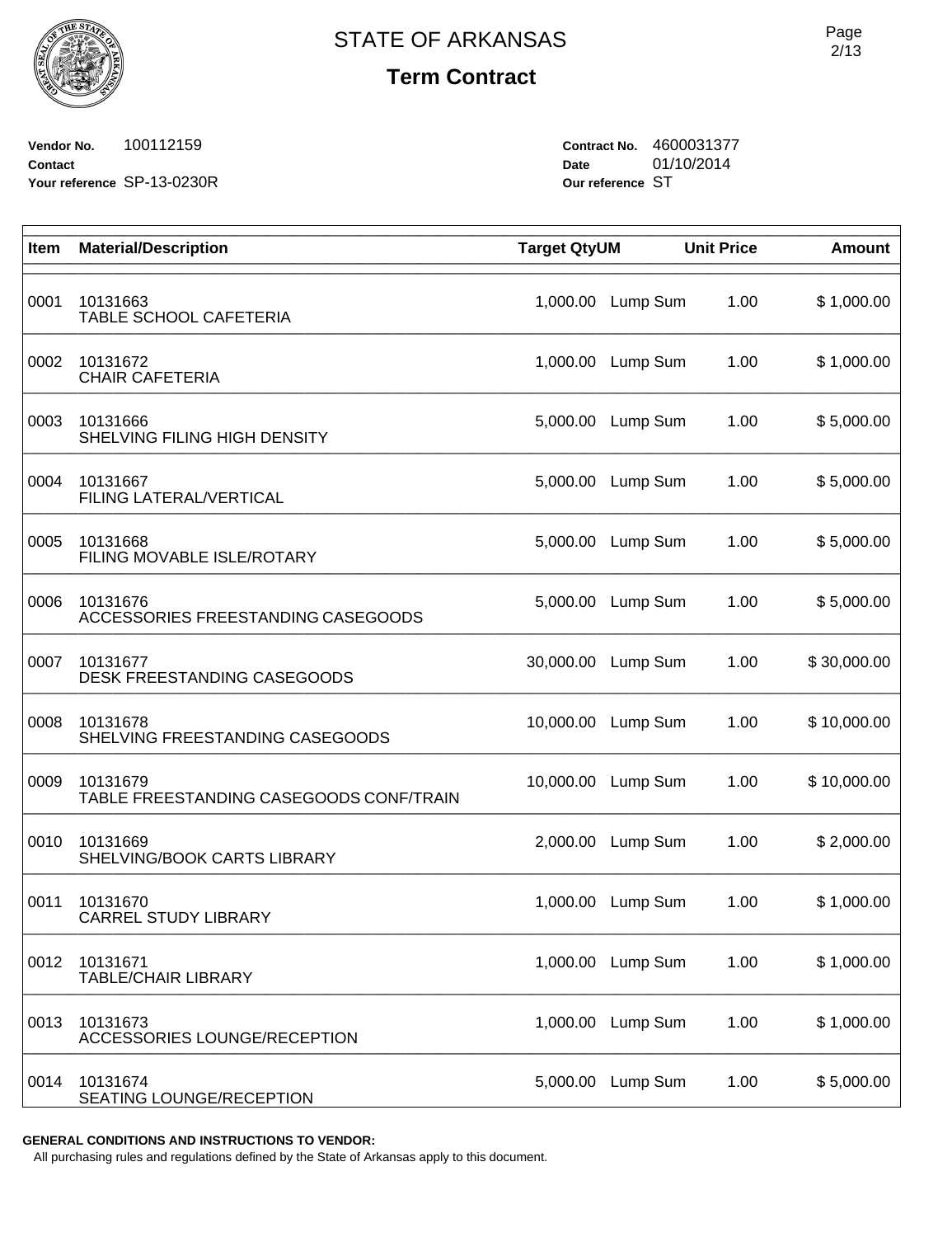# STATE OF ARKANSAS

## Term Contract

**Vendor No.** 100112159
**Contact**
**Your reference** SP-13-0230R

**Contract No.** 4600031377
**Date** 01/10/2014
**Our reference** ST

| Item | Material/Description | Target Qty | UM | Unit Price | Amount |
|---|---|---|---|---|---|
| 0001 | 10131663<br>TABLE SCHOOL CAFETERIA | 1,000.00 | Lump Sum | 1.00 | $ 1,000.00 |
| 0002 | 10131672<br>CHAIR CAFETERIA | 1,000.00 | Lump Sum | 1.00 | $ 1,000.00 |
| 0003 | 10131666<br>SHELVING FILING HIGH DENSITY | 5,000.00 | Lump Sum | 1.00 | $ 5,000.00 |
| 0004 | 10131667<br>FILING LATERAL/VERTICAL | 5,000.00 | Lump Sum | 1.00 | $ 5,000.00 |
| 0005 | 10131668<br>FILING MOVABLE ISLE/ROTARY | 5,000.00 | Lump Sum | 1.00 | $ 5,000.00 |
| 0006 | 10131676<br>ACCESSORIES FREESTANDING CASEGOODS | 5,000.00 | Lump Sum | 1.00 | $ 5,000.00 |
| 0007 | 10131677<br>DESK FREESTANDING CASEGOODS | 30,000.00 | Lump Sum | 1.00 | $ 30,000.00 |
| 0008 | 10131678<br>SHELVING FREESTANDING CASEGOODS | 10,000.00 | Lump Sum | 1.00 | $ 10,000.00 |
| 0009 | 10131679<br>TABLE FREESTANDING CASEGOODS CONF/TRAIN | 10,000.00 | Lump Sum | 1.00 | $ 10,000.00 |
| 0010 | 10131669<br>SHELVING/BOOK CARTS LIBRARY | 2,000.00 | Lump Sum | 1.00 | $ 2,000.00 |
| 0011 | 10131670<br>CARREL STUDY LIBRARY | 1,000.00 | Lump Sum | 1.00 | $ 1,000.00 |
| 0012 | 10131671<br>TABLE/CHAIR LIBRARY | 1,000.00 | Lump Sum | 1.00 | $ 1,000.00 |
| 0013 | 10131673<br>ACCESSORIES LOUNGE/RECEPTION | 1,000.00 | Lump Sum | 1.00 | $ 1,000.00 |
| 0014 | 10131674<br>SEATING LOUNGE/RECEPTION | 5,000.00 | Lump Sum | 1.00 | $ 5,000.00 |

**GENERAL CONDITIONS AND INSTRUCTIONS TO VENDOR:**

All purchasing rules and regulations defined by the State of Arkansas apply to this document.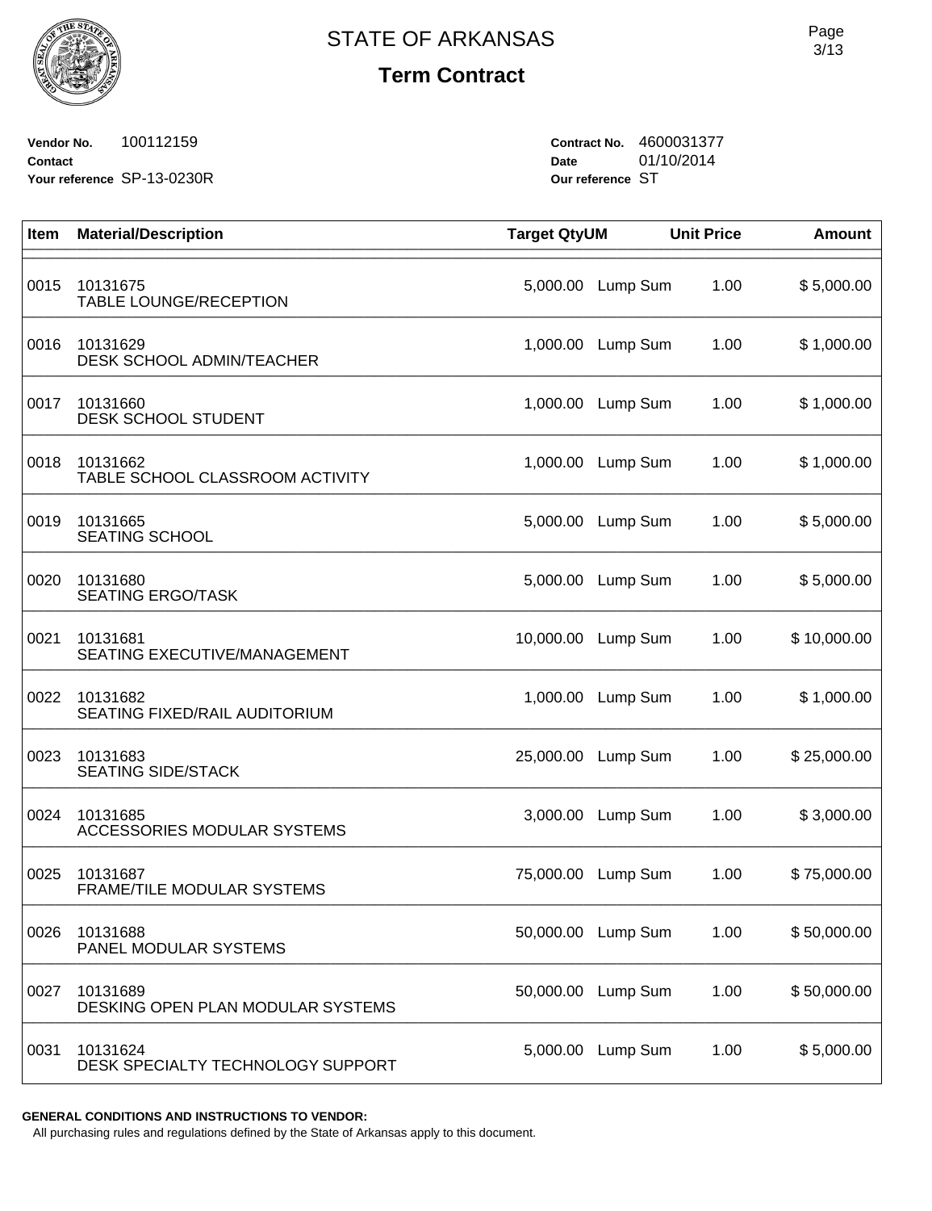# STATE OF ARKANSAS

## Term Contract

**Vendor No.** 100112159
**Contact**
**Your reference** SP-13-0230R

**Contract No.** 4600031377
**Date** 01/10/2014
**Our reference** ST

| Item | Material/Description | Target Qty | UM | Unit Price | Amount |
|---|---|---|---|---|---|
| 0015 | 10131675<br>TABLE LOUNGE/RECEPTION | 5,000.00 | Lump Sum | 1.00 | $ 5,000.00 |
| 0016 | 10131629<br>DESK SCHOOL ADMIN/TEACHER | 1,000.00 | Lump Sum | 1.00 | $ 1,000.00 |
| 0017 | 10131660<br>DESK SCHOOL STUDENT | 1,000.00 | Lump Sum | 1.00 | $ 1,000.00 |
| 0018 | 10131662<br>TABLE SCHOOL CLASSROOM ACTIVITY | 1,000.00 | Lump Sum | 1.00 | $ 1,000.00 |
| 0019 | 10131665<br>SEATING SCHOOL | 5,000.00 | Lump Sum | 1.00 | $ 5,000.00 |
| 0020 | 10131680<br>SEATING ERGO/TASK | 5,000.00 | Lump Sum | 1.00 | $ 5,000.00 |
| 0021 | 10131681<br>SEATING EXECUTIVE/MANAGEMENT | 10,000.00 | Lump Sum | 1.00 | $ 10,000.00 |
| 0022 | 10131682<br>SEATING FIXED/RAIL AUDITORIUM | 1,000.00 | Lump Sum | 1.00 | $ 1,000.00 |
| 0023 | 10131683<br>SEATING SIDE/STACK | 25,000.00 | Lump Sum | 1.00 | $ 25,000.00 |
| 0024 | 10131685<br>ACCESSORIES MODULAR SYSTEMS | 3,000.00 | Lump Sum | 1.00 | $ 3,000.00 |
| 0025 | 10131687<br>FRAME/TILE MODULAR SYSTEMS | 75,000.00 | Lump Sum | 1.00 | $ 75,000.00 |
| 0026 | 10131688<br>PANEL MODULAR SYSTEMS | 50,000.00 | Lump Sum | 1.00 | $ 50,000.00 |
| 0027 | 10131689<br>DESKING OPEN PLAN MODULAR SYSTEMS | 50,000.00 | Lump Sum | 1.00 | $ 50,000.00 |
| 0031 | 10131624<br>DESK SPECIALTY TECHNOLOGY SUPPORT | 5,000.00 | Lump Sum | 1.00 | $ 5,000.00 |

**GENERAL CONDITIONS AND INSTRUCTIONS TO VENDOR:**
All purchasing rules and regulations defined by the State of Arkansas apply to this document.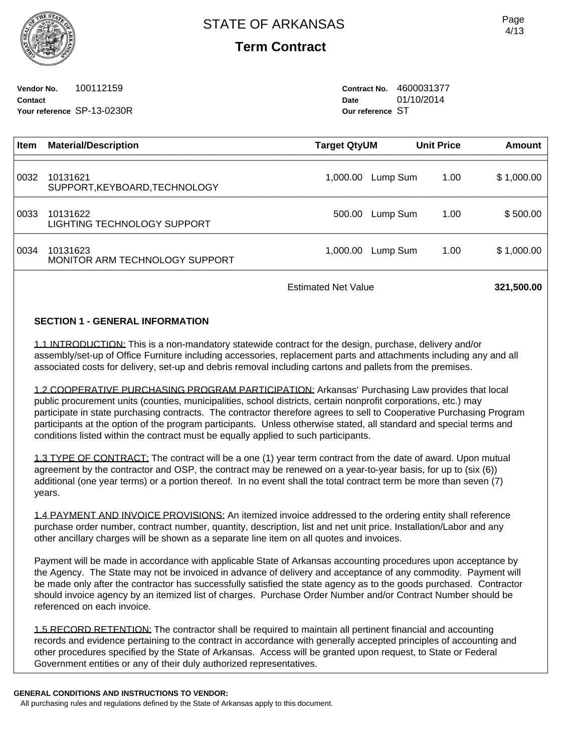# STATE OF ARKANSAS

## Term Contract

**Vendor No.** 100112159
**Contact**
**Your reference** SP-13-0230R

**Contract No.** 4600031377
**Date** 01/10/2014
**Our reference** ST

| Item | Material/Description | Target Qty | UM | Unit Price | Amount |
|---|---|---|---|---|---|
| 0032 | 10131621 SUPPORT,KEYBOARD,TECHNOLOGY | 1,000.00 | Lump Sum | 1.00 | $ 1,000.00 |
| 0033 | 10131622 LIGHTING TECHNOLOGY SUPPORT | 500.00 | Lump Sum | 1.00 | $ 500.00 |
| 0034 | 10131623 MONITOR ARM TECHNOLOGY SUPPORT | 1,000.00 | Lump Sum | 1.00 | $ 1,000.00 |
| | Estimated Net Value | | | | **321,500.00** |

### SECTION 1 - GENERAL INFORMATION

1.1 INTRODUCTION: This is a non-mandatory statewide contract for the design, purchase, delivery and/or assembly/set-up of Office Furniture including accessories, replacement parts and attachments including any and all associated costs for delivery, set-up and debris removal including cartons and pallets from the premises.

1.2 COOPERATIVE PURCHASING PROGRAM PARTICIPATION: Arkansas' Purchasing Law provides that local public procurement units (counties, municipalities, school districts, certain nonprofit corporations, etc.) may participate in state purchasing contracts. The contractor therefore agrees to sell to Cooperative Purchasing Program participants at the option of the program participants. Unless otherwise stated, all standard and special terms and conditions listed within the contract must be equally applied to such participants.

1.3 TYPE OF CONTRACT: The contract will be a one (1) year term contract from the date of award. Upon mutual agreement by the contractor and OSP, the contract may be renewed on a year-to-year basis, for up to (six (6)) additional (one year terms) or a portion thereof. In no event shall the total contract term be more than seven (7) years.

1.4 PAYMENT AND INVOICE PROVISIONS: An itemized invoice addressed to the ordering entity shall reference purchase order number, contract number, quantity, description, list and net unit price. Installation/Labor and any other ancillary charges will be shown as a separate line item on all quotes and invoices.

Payment will be made in accordance with applicable State of Arkansas accounting procedures upon acceptance by the Agency. The State may not be invoiced in advance of delivery and acceptance of any commodity. Payment will be made only after the contractor has successfully satisfied the state agency as to the goods purchased. Contractor should invoice agency by an itemized list of charges. Purchase Order Number and/or Contract Number should be referenced on each invoice.

1.5 RECORD RETENTION: The contractor shall be required to maintain all pertinent financial and accounting records and evidence pertaining to the contract in accordance with generally accepted principles of accounting and other procedures specified by the State of Arkansas. Access will be granted upon request, to State or Federal Government entities or any of their duly authorized representatives.

**GENERAL CONDITIONS AND INSTRUCTIONS TO VENDOR:**
All purchasing rules and regulations defined by the State of Arkansas apply to this document.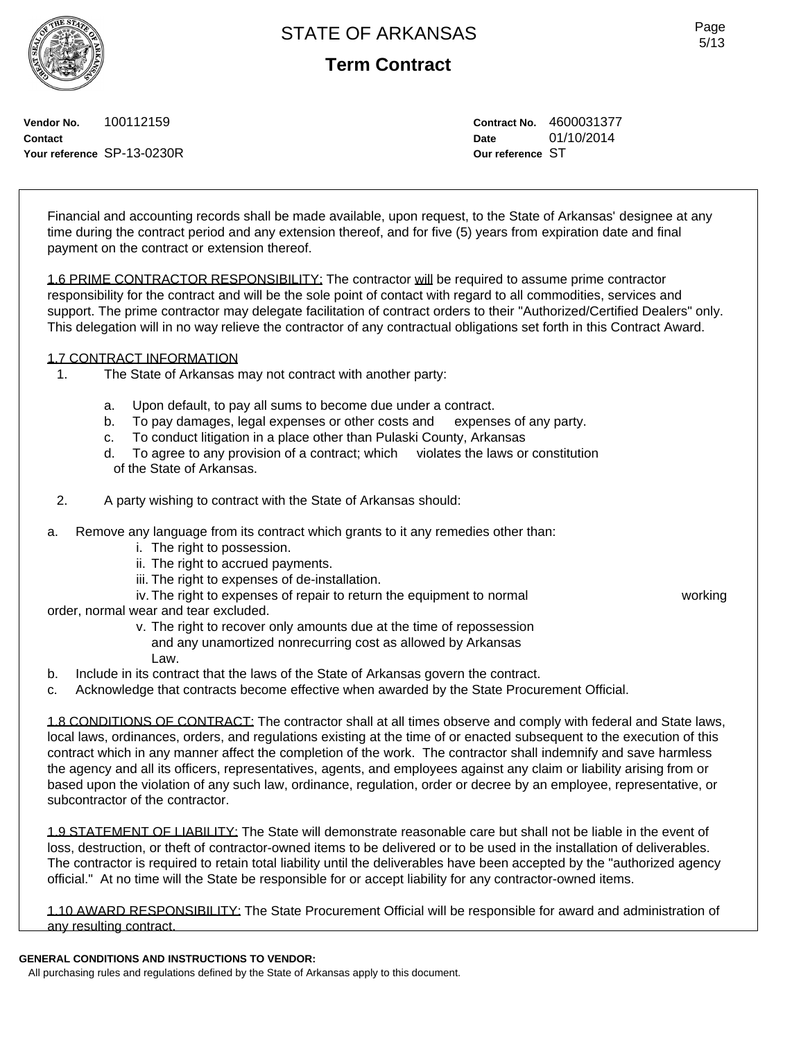Financial and accounting records shall be made available, upon request, to the State of Arkansas' designee at any time during the contract period and any extension thereof, and for five (5) years from expiration date and final payment on the contract or extension thereof.

1.6 PRIME CONTRACTOR RESPONSIBILITY: The contractor will be required to assume prime contractor responsibility for the contract and will be the sole point of contact with regard to all commodities, services and support. The prime contractor may delegate facilitation of contract orders to their "Authorized/Certified Dealers" only. This delegation will in no way relieve the contractor of any contractual obligations set forth in this Contract Award.

1.7 CONTRACT INFORMATION

1. The State of Arkansas may not contract with another party:

   a. Upon default, to pay all sums to become due under a contract.
   b. To pay damages, legal expenses or other costs and expenses of any party.
   c. To conduct litigation in a place other than Pulaski County, Arkansas
   d. To agree to any provision of a contract; which violates the laws or constitution of the State of Arkansas.

2. A party wishing to contract with the State of Arkansas should:

a. Remove any language from its contract which grants to it any remedies other than:
   i. The right to possession.
   ii. The right to accrued payments.
   iii. The right to expenses of de-installation.
   iv. The right to expenses of repair to return the equipment to normal working order, normal wear and tear excluded.
   v. The right to recover only amounts due at the time of repossession and any unamortized nonrecurring cost as allowed by Arkansas Law.
b. Include in its contract that the laws of the State of Arkansas govern the contract.
c. Acknowledge that contracts become effective when awarded by the State Procurement Official.

1.8 CONDITIONS OF CONTRACT: The contractor shall at all times observe and comply with federal and State laws, local laws, ordinances, orders, and regulations existing at the time of or enacted subsequent to the execution of this contract which in any manner affect the completion of the work. The contractor shall indemnify and save harmless the agency and all its officers, representatives, agents, and employees against any claim or liability arising from or based upon the violation of any such law, ordinance, regulation, order or decree by an employee, representative, or subcontractor of the contractor.

1.9 STATEMENT OF LIABILITY: The State will demonstrate reasonable care but shall not be liable in the event of loss, destruction, or theft of contractor-owned items to be delivered or to be used in the installation of deliverables. The contractor is required to retain total liability until the deliverables have been accepted by the "authorized agency official." At no time will the State be responsible for or accept liability for any contractor-owned items.

1.10 AWARD RESPONSIBILITY: The State Procurement Official will be responsible for award and administration of any resulting contract.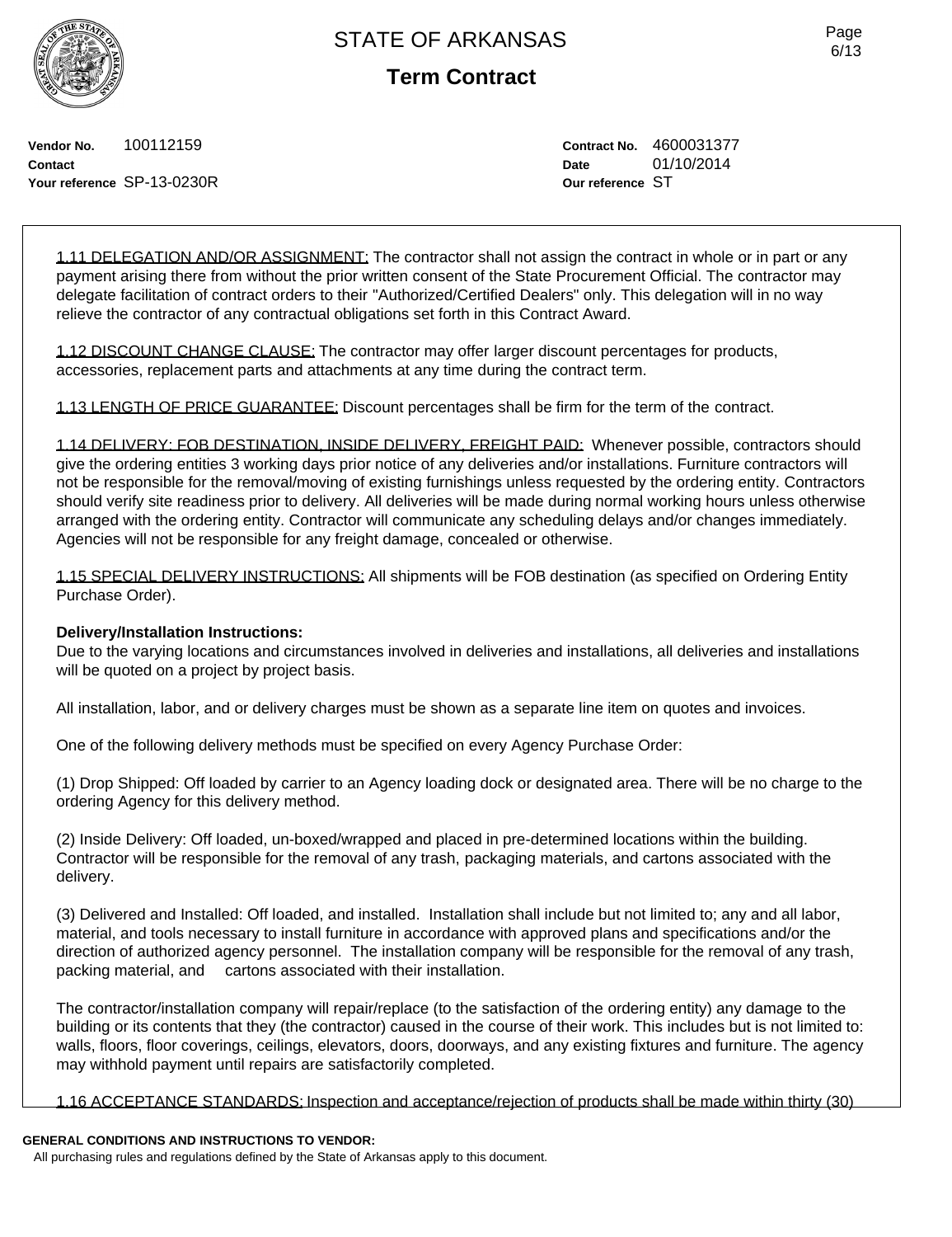**Vendor No.** 100112159
**Contact**
**Your reference** SP-13-0230R

**Contract No.** 4600031377
**Date** 01/10/2014
**Our reference** ST

1.11 DELEGATION AND/OR ASSIGNMENT: The contractor shall not assign the contract in whole or in part or any payment arising there from without the prior written consent of the State Procurement Official. The contractor may delegate facilitation of contract orders to their "Authorized/Certified Dealers" only. This delegation will in no way relieve the contractor of any contractual obligations set forth in this Contract Award.

1.12 DISCOUNT CHANGE CLAUSE: The contractor may offer larger discount percentages for products, accessories, replacement parts and attachments at any time during the contract term.

1.13 LENGTH OF PRICE GUARANTEE: Discount percentages shall be firm for the term of the contract.

1.14 DELIVERY: FOB DESTINATION, INSIDE DELIVERY, FREIGHT PAID: Whenever possible, contractors should give the ordering entities 3 working days prior notice of any deliveries and/or installations. Furniture contractors will not be responsible for the removal/moving of existing furnishings unless requested by the ordering entity. Contractors should verify site readiness prior to delivery. All deliveries will be made during normal working hours unless otherwise arranged with the ordering entity. Contractor will communicate any scheduling delays and/or changes immediately. Agencies will not be responsible for any freight damage, concealed or otherwise.

1.15 SPECIAL DELIVERY INSTRUCTIONS: All shipments will be FOB destination (as specified on Ordering Entity Purchase Order).

**Delivery/Installation Instructions:**
Due to the varying locations and circumstances involved in deliveries and installations, all deliveries and installations will be quoted on a project by project basis.

All installation, labor, and or delivery charges must be shown as a separate line item on quotes and invoices.

One of the following delivery methods must be specified on every Agency Purchase Order:

(1) Drop Shipped: Off loaded by carrier to an Agency loading dock or designated area. There will be no charge to the ordering Agency for this delivery method.

(2) Inside Delivery: Off loaded, un-boxed/wrapped and placed in pre-determined locations within the building. Contractor will be responsible for the removal of any trash, packaging materials, and cartons associated with the delivery.

(3) Delivered and Installed: Off loaded, and installed. Installation shall include but not limited to; any and all labor, material, and tools necessary to install furniture in accordance with approved plans and specifications and/or the direction of authorized agency personnel. The installation company will be responsible for the removal of any trash, packing material, and cartons associated with their installation.

The contractor/installation company will repair/replace (to the satisfaction of the ordering entity) any damage to the building or its contents that they (the contractor) caused in the course of their work. This includes but is not limited to: walls, floors, floor coverings, ceilings, elevators, doors, doorways, and any existing fixtures and furniture. The agency may withhold payment until repairs are satisfactorily completed.

1.16 ACCEPTANCE STANDARDS: Inspection and acceptance/rejection of products shall be made within thirty (30)

**GENERAL CONDITIONS AND INSTRUCTIONS TO VENDOR:**
All purchasing rules and regulations defined by the State of Arkansas apply to this document.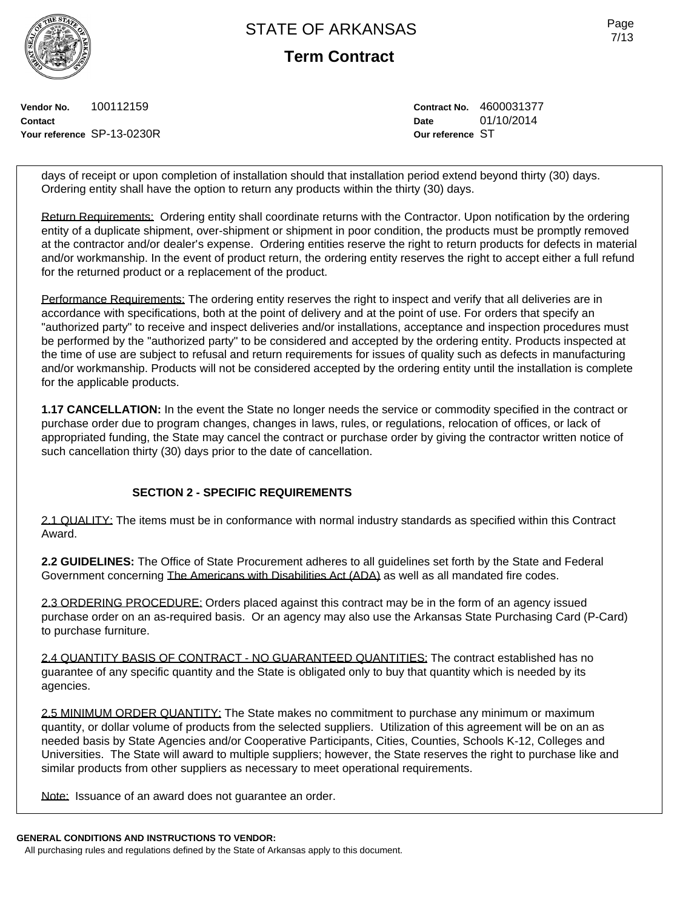days of receipt or upon completion of installation should that installation period extend beyond thirty (30) days. Ordering entity shall have the option to return any products within the thirty (30) days.

Return Requirements: Ordering entity shall coordinate returns with the Contractor. Upon notification by the ordering entity of a duplicate shipment, over-shipment or shipment in poor condition, the products must be promptly removed at the contractor and/or dealer's expense. Ordering entities reserve the right to return products for defects in material and/or workmanship. In the event of product return, the ordering entity reserves the right to accept either a full refund for the returned product or a replacement of the product.

Performance Requirements: The ordering entity reserves the right to inspect and verify that all deliveries are in accordance with specifications, both at the point of delivery and at the point of use. For orders that specify an "authorized party" to receive and inspect deliveries and/or installations, acceptance and inspection procedures must be performed by the "authorized party" to be considered and accepted by the ordering entity. Products inspected at the time of use are subject to refusal and return requirements for issues of quality such as defects in manufacturing and/or workmanship. Products will not be considered accepted by the ordering entity until the installation is complete for the applicable products.

**1.17 CANCELLATION:** In the event the State no longer needs the service or commodity specified in the contract or purchase order due to program changes, changes in laws, rules, or regulations, relocation of offices, or lack of appropriated funding, the State may cancel the contract or purchase order by giving the contractor written notice of such cancellation thirty (30) days prior to the date of cancellation.

## SECTION 2 - SPECIFIC REQUIREMENTS

2.1 QUALITY: The items must be in conformance with normal industry standards as specified within this Contract Award.

**2.2 GUIDELINES:** The Office of State Procurement adheres to all guidelines set forth by the State and Federal Government concerning The Americans with Disabilities Act (ADA) as well as all mandated fire codes.

2.3 ORDERING PROCEDURE: Orders placed against this contract may be in the form of an agency issued purchase order on an as-required basis. Or an agency may also use the Arkansas State Purchasing Card (P-Card) to purchase furniture.

2.4 QUANTITY BASIS OF CONTRACT - NO GUARANTEED QUANTITIES: The contract established has no guarantee of any specific quantity and the State is obligated only to buy that quantity which is needed by its agencies.

2.5 MINIMUM ORDER QUANTITY: The State makes no commitment to purchase any minimum or maximum quantity, or dollar volume of products from the selected suppliers. Utilization of this agreement will be on an as needed basis by State Agencies and/or Cooperative Participants, Cities, Counties, Schools K-12, Colleges and Universities. The State will award to multiple suppliers; however, the State reserves the right to purchase like and similar products from other suppliers as necessary to meet operational requirements.

Note: Issuance of an award does not guarantee an order.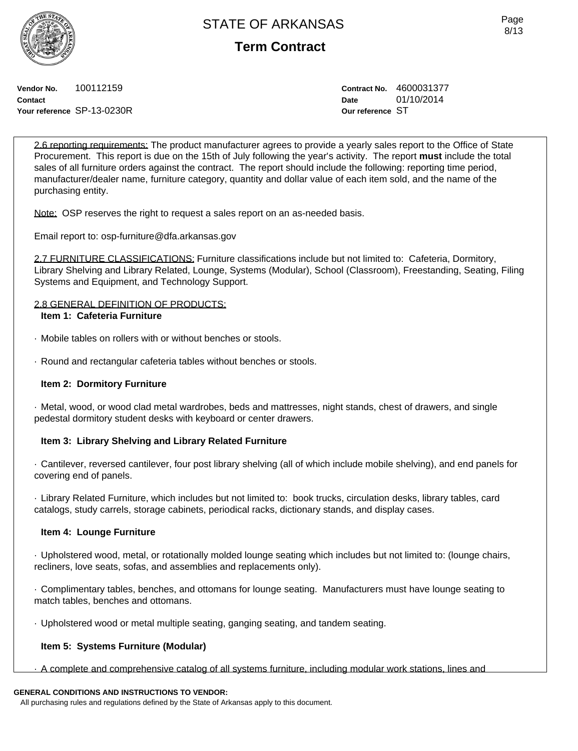**Vendor No.** 100112159
**Contact**
**Your reference** SP-13-0230R

**Contract No.** 4600031377
**Date** 01/10/2014
**Our reference** ST

2.6 reporting requirements: The product manufacturer agrees to provide a yearly sales report to the Office of State Procurement. This report is due on the 15th of July following the year's activity. The report **must** include the total sales of all furniture orders against the contract. The report should include the following: reporting time period, manufacturer/dealer name, furniture category, quantity and dollar value of each item sold, and the name of the purchasing entity.

Note: OSP reserves the right to request a sales report on an as-needed basis.

Email report to: osp-furniture@dfa.arkansas.gov

2.7 FURNITURE CLASSIFICATIONS: Furniture classifications include but not limited to: Cafeteria, Dormitory, Library Shelving and Library Related, Lounge, Systems (Modular), School (Classroom), Freestanding, Seating, Filing Systems and Equipment, and Technology Support.

2.8 GENERAL DEFINITION OF PRODUCTS:

**Item 1: Cafeteria Furniture**

· Mobile tables on rollers with or without benches or stools.

· Round and rectangular cafeteria tables without benches or stools.

**Item 2: Dormitory Furniture**

· Metal, wood, or wood clad metal wardrobes, beds and mattresses, night stands, chest of drawers, and single pedestal dormitory student desks with keyboard or center drawers.

**Item 3: Library Shelving and Library Related Furniture**

· Cantilever, reversed cantilever, four post library shelving (all of which include mobile shelving), and end panels for covering end of panels.

· Library Related Furniture, which includes but not limited to: book trucks, circulation desks, library tables, card catalogs, study carrels, storage cabinets, periodical racks, dictionary stands, and display cases.

**Item 4: Lounge Furniture**

· Upholstered wood, metal, or rotationally molded lounge seating which includes but not limited to: (lounge chairs, recliners, love seats, sofas, and assemblies and replacements only).

· Complimentary tables, benches, and ottomans for lounge seating. Manufacturers must have lounge seating to match tables, benches and ottomans.

· Upholstered wood or metal multiple seating, ganging seating, and tandem seating.

**Item 5: Systems Furniture (Modular)**

· A complete and comprehensive catalog of all systems furniture, including modular work stations, lines and

**GENERAL CONDITIONS AND INSTRUCTIONS TO VENDOR:**
All purchasing rules and regulations defined by the State of Arkansas apply to this document.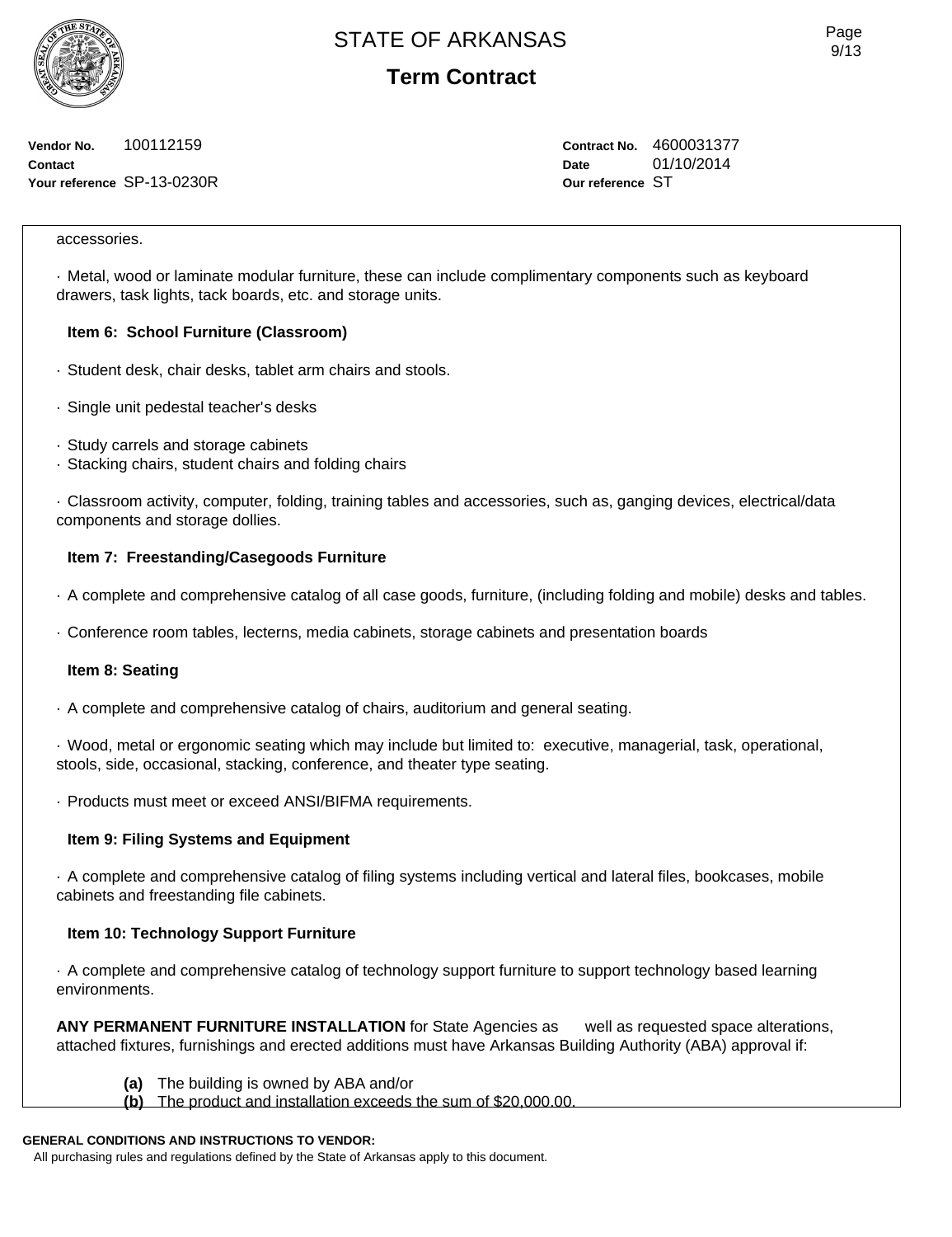**Vendor No.** 100112159
**Contact**
**Your reference** SP-13-0230R

**Contract No.** 4600031377
**Date** 01/10/2014
**Our reference** ST

accessories.

· Metal, wood or laminate modular furniture, these can include complimentary components such as keyboard drawers, task lights, tack boards, etc. and storage units.

**Item 6: School Furniture (Classroom)**

· Student desk, chair desks, tablet arm chairs and stools.

· Single unit pedestal teacher's desks

· Study carrels and storage cabinets
· Stacking chairs, student chairs and folding chairs

· Classroom activity, computer, folding, training tables and accessories, such as, ganging devices, electrical/data components and storage dollies.

**Item 7: Freestanding/Casegoods Furniture**

· A complete and comprehensive catalog of all case goods, furniture, (including folding and mobile) desks and tables.

· Conference room tables, lecterns, media cabinets, storage cabinets and presentation boards

**Item 8: Seating**

· A complete and comprehensive catalog of chairs, auditorium and general seating.

· Wood, metal or ergonomic seating which may include but limited to: executive, managerial, task, operational, stools, side, occasional, stacking, conference, and theater type seating.

· Products must meet or exceed ANSI/BIFMA requirements.

**Item 9: Filing Systems and Equipment**

· A complete and comprehensive catalog of filing systems including vertical and lateral files, bookcases, mobile cabinets and freestanding file cabinets.

**Item 10: Technology Support Furniture**

· A complete and comprehensive catalog of technology support furniture to support technology based learning environments.

**ANY PERMANENT FURNITURE INSTALLATION** for State Agencies as well as requested space alterations, attached fixtures, furnishings and erected additions must have Arkansas Building Authority (ABA) approval if:

**(a)** The building is owned by ABA and/or
**(b)** The product and installation exceeds the sum of $20,000.00.

**GENERAL CONDITIONS AND INSTRUCTIONS TO VENDOR:**
All purchasing rules and regulations defined by the State of Arkansas apply to this document.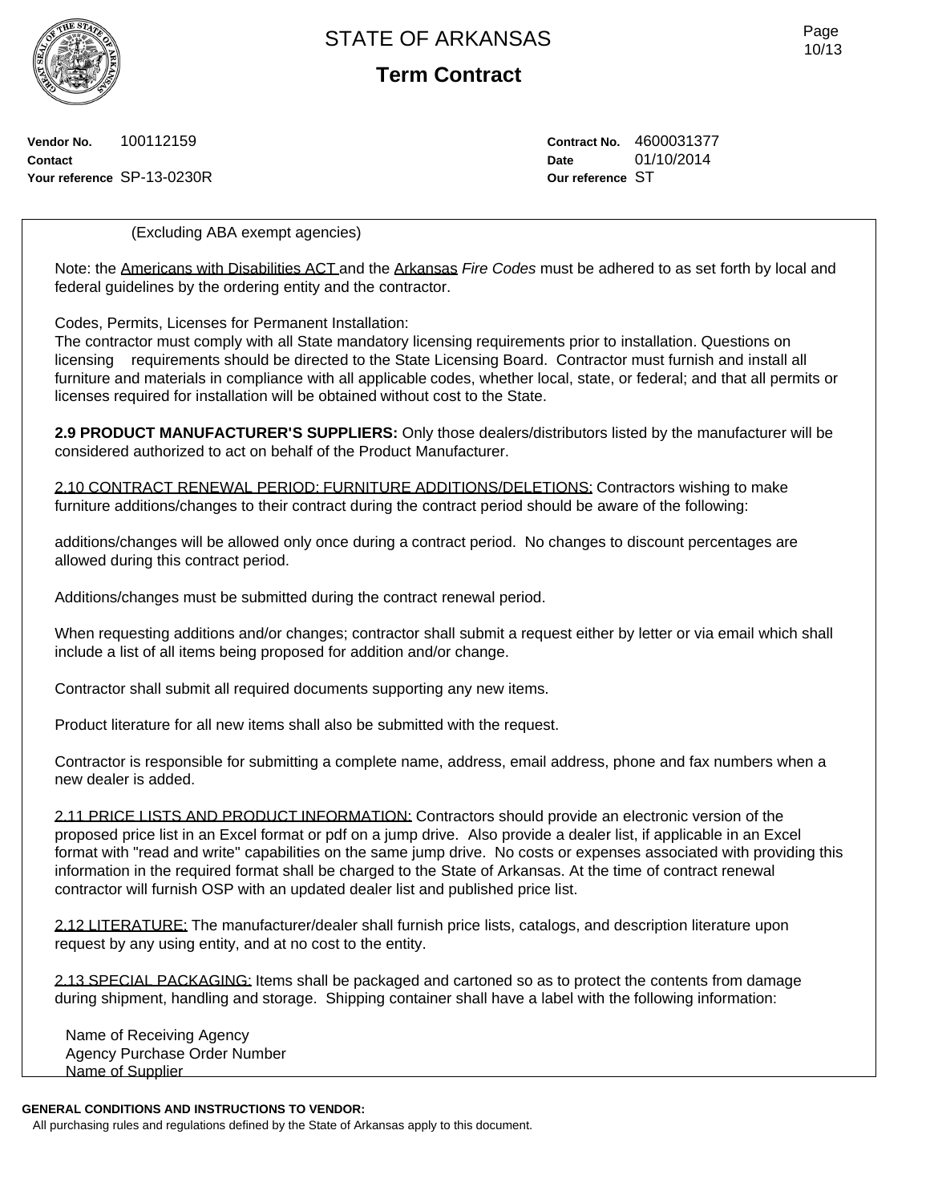STATE OF ARKANSAS

**Term Contract**

**Vendor No.** 100112159
**Contact**
**Your reference** SP-13-0230R

**Contract No.** 4600031377
**Date** 01/10/2014
**Our reference** ST

(Excluding ABA exempt agencies)

Note: the Americans with Disabilities ACT and the Arkansas *Fire Codes* must be adhered to as set forth by local and federal guidelines by the ordering entity and the contractor.

Codes, Permits, Licenses for Permanent Installation:
The contractor must comply with all State mandatory licensing requirements prior to installation. Questions on licensing requirements should be directed to the State Licensing Board. Contractor must furnish and install all furniture and materials in compliance with all applicable codes, whether local, state, or federal; and that all permits or licenses required for installation will be obtained without cost to the State.

**2.9 PRODUCT MANUFACTURER'S SUPPLIERS:** Only those dealers/distributors listed by the manufacturer will be considered authorized to act on behalf of the Product Manufacturer.

2.10 CONTRACT RENEWAL PERIOD: FURNITURE ADDITIONS/DELETIONS: Contractors wishing to make furniture additions/changes to their contract during the contract period should be aware of the following:

additions/changes will be allowed only once during a contract period. No changes to discount percentages are allowed during this contract period.

Additions/changes must be submitted during the contract renewal period.

When requesting additions and/or changes; contractor shall submit a request either by letter or via email which shall include a list of all items being proposed for addition and/or change.

Contractor shall submit all required documents supporting any new items.

Product literature for all new items shall also be submitted with the request.

Contractor is responsible for submitting a complete name, address, email address, phone and fax numbers when a new dealer is added.

2.11 PRICE LISTS AND PRODUCT INFORMATION: Contractors should provide an electronic version of the proposed price list in an Excel format or pdf on a jump drive. Also provide a dealer list, if applicable in an Excel format with "read and write" capabilities on the same jump drive. No costs or expenses associated with providing this information in the required format shall be charged to the State of Arkansas. At the time of contract renewal contractor will furnish OSP with an updated dealer list and published price list.

2.12 LITERATURE: The manufacturer/dealer shall furnish price lists, catalogs, and description literature upon request by any using entity, and at no cost to the entity.

2.13 SPECIAL PACKAGING: Items shall be packaged and cartoned so as to protect the contents from damage during shipment, handling and storage. Shipping container shall have a label with the following information:

Name of Receiving Agency
Agency Purchase Order Number
Name of Supplier

**GENERAL CONDITIONS AND INSTRUCTIONS TO VENDOR:**
All purchasing rules and regulations defined by the State of Arkansas apply to this document.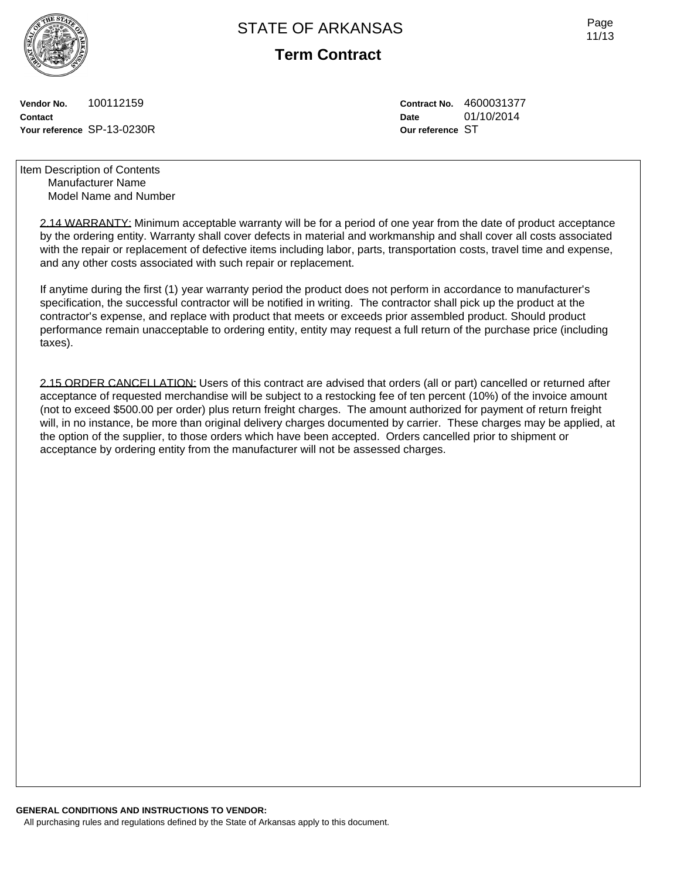# STATE OF ARKANSAS

## Term Contract

**Vendor No.** 100112159
**Contact**
**Your reference** SP-13-0230R

**Contract No.** 4600031377
**Date** 01/10/2014
**Our reference** ST

Item Description of Contents
Manufacturer Name
Model Name and Number

2.14 WARRANTY: Minimum acceptable warranty will be for a period of one year from the date of product acceptance by the ordering entity. Warranty shall cover defects in material and workmanship and shall cover all costs associated with the repair or replacement of defective items including labor, parts, transportation costs, travel time and expense, and any other costs associated with such repair or replacement.

If anytime during the first (1) year warranty period the product does not perform in accordance to manufacturer's specification, the successful contractor will be notified in writing. The contractor shall pick up the product at the contractor's expense, and replace with product that meets or exceeds prior assembled product. Should product performance remain unacceptable to ordering entity, entity may request a full return of the purchase price (including taxes).

2.15 ORDER CANCELLATION: Users of this contract are advised that orders (all or part) cancelled or returned after acceptance of requested merchandise will be subject to a restocking fee of ten percent (10%) of the invoice amount (not to exceed $500.00 per order) plus return freight charges. The amount authorized for payment of return freight will, in no instance, be more than original delivery charges documented by carrier. These charges may be applied, at the option of the supplier, to those orders which have been accepted. Orders cancelled prior to shipment or acceptance by ordering entity from the manufacturer will not be assessed charges.

**GENERAL CONDITIONS AND INSTRUCTIONS TO VENDOR:**
All purchasing rules and regulations defined by the State of Arkansas apply to this document.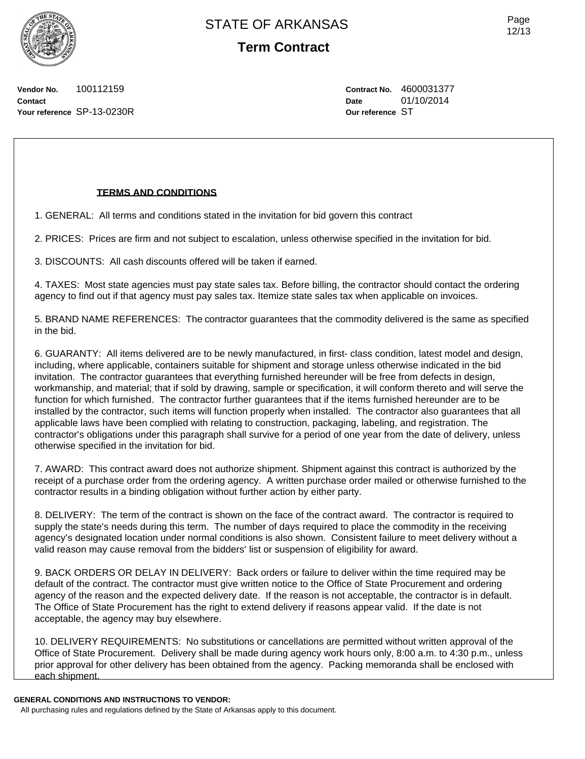# STATE OF ARKANSAS

## Term Contract

**Vendor No.** 100112159
**Contact**
**Your reference** SP-13-0230R

**Contract No.** 4600031377
**Date** 01/10/2014
**Our reference** ST

**TERMS AND CONDITIONS**

1. GENERAL: All terms and conditions stated in the invitation for bid govern this contract

2. PRICES: Prices are firm and not subject to escalation, unless otherwise specified in the invitation for bid.

3. DISCOUNTS: All cash discounts offered will be taken if earned.

4. TAXES: Most state agencies must pay state sales tax. Before billing, the contractor should contact the ordering agency to find out if that agency must pay sales tax. Itemize state sales tax when applicable on invoices.

5. BRAND NAME REFERENCES: The contractor guarantees that the commodity delivered is the same as specified in the bid.

6. GUARANTY: All items delivered are to be newly manufactured, in first- class condition, latest model and design, including, where applicable, containers suitable for shipment and storage unless otherwise indicated in the bid invitation. The contractor guarantees that everything furnished hereunder will be free from defects in design, workmanship, and material; that if sold by drawing, sample or specification, it will conform thereto and will serve the function for which furnished. The contractor further guarantees that if the items furnished hereunder are to be installed by the contractor, such items will function properly when installed. The contractor also guarantees that all applicable laws have been complied with relating to construction, packaging, labeling, and registration. The contractor's obligations under this paragraph shall survive for a period of one year from the date of delivery, unless otherwise specified in the invitation for bid.

7. AWARD: This contract award does not authorize shipment. Shipment against this contract is authorized by the receipt of a purchase order from the ordering agency. A written purchase order mailed or otherwise furnished to the contractor results in a binding obligation without further action by either party.

8. DELIVERY: The term of the contract is shown on the face of the contract award. The contractor is required to supply the state's needs during this term. The number of days required to place the commodity in the receiving agency's designated location under normal conditions is also shown. Consistent failure to meet delivery without a valid reason may cause removal from the bidders' list or suspension of eligibility for award.

9. BACK ORDERS OR DELAY IN DELIVERY: Back orders or failure to deliver within the time required may be default of the contract. The contractor must give written notice to the Office of State Procurement and ordering agency of the reason and the expected delivery date. If the reason is not acceptable, the contractor is in default. The Office of State Procurement has the right to extend delivery if reasons appear valid. If the date is not acceptable, the agency may buy elsewhere.

10. DELIVERY REQUIREMENTS: No substitutions or cancellations are permitted without written approval of the Office of State Procurement. Delivery shall be made during agency work hours only, 8:00 a.m. to 4:30 p.m., unless prior approval for other delivery has been obtained from the agency. Packing memoranda shall be enclosed with each shipment.

**GENERAL CONDITIONS AND INSTRUCTIONS TO VENDOR:**

All purchasing rules and regulations defined by the State of Arkansas apply to this document.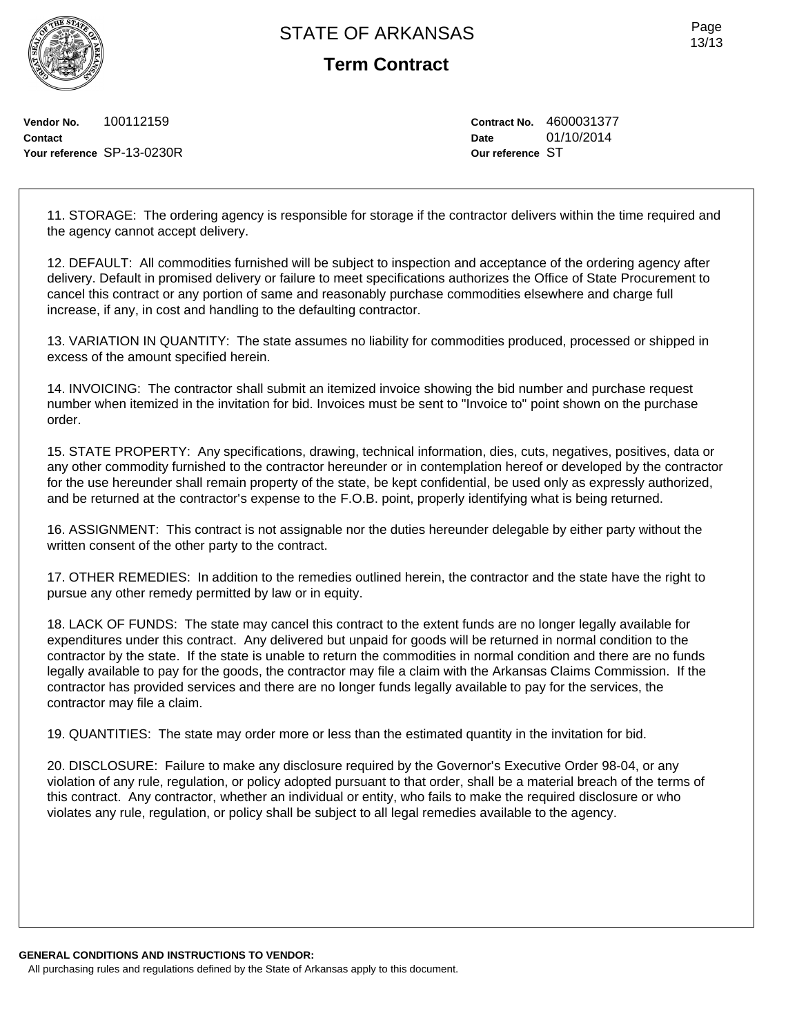Vendor No. 100112159
Contact
Your reference SP-13-0230R

Contract No. 4600031377
Date 01/10/2014
Our reference ST

11. STORAGE: The ordering agency is responsible for storage if the contractor delivers within the time required and the agency cannot accept delivery.

12. DEFAULT: All commodities furnished will be subject to inspection and acceptance of the ordering agency after delivery. Default in promised delivery or failure to meet specifications authorizes the Office of State Procurement to cancel this contract or any portion of same and reasonably purchase commodities elsewhere and charge full increase, if any, in cost and handling to the defaulting contractor.

13. VARIATION IN QUANTITY: The state assumes no liability for commodities produced, processed or shipped in excess of the amount specified herein.

14. INVOICING: The contractor shall submit an itemized invoice showing the bid number and purchase request number when itemized in the invitation for bid. Invoices must be sent to "Invoice to" point shown on the purchase order.

15. STATE PROPERTY: Any specifications, drawing, technical information, dies, cuts, negatives, positives, data or any other commodity furnished to the contractor hereunder or in contemplation hereof or developed by the contractor for the use hereunder shall remain property of the state, be kept confidential, be used only as expressly authorized, and be returned at the contractor's expense to the F.O.B. point, properly identifying what is being returned.

16. ASSIGNMENT: This contract is not assignable nor the duties hereunder delegable by either party without the written consent of the other party to the contract.

17. OTHER REMEDIES: In addition to the remedies outlined herein, the contractor and the state have the right to pursue any other remedy permitted by law or in equity.

18. LACK OF FUNDS: The state may cancel this contract to the extent funds are no longer legally available for expenditures under this contract. Any delivered but unpaid for goods will be returned in normal condition to the contractor by the state. If the state is unable to return the commodities in normal condition and there are no funds legally available to pay for the goods, the contractor may file a claim with the Arkansas Claims Commission. If the contractor has provided services and there are no longer funds legally available to pay for the services, the contractor may file a claim.

19. QUANTITIES: The state may order more or less than the estimated quantity in the invitation for bid.

20. DISCLOSURE: Failure to make any disclosure required by the Governor's Executive Order 98-04, or any violation of any rule, regulation, or policy adopted pursuant to that order, shall be a material breach of the terms of this contract. Any contractor, whether an individual or entity, who fails to make the required disclosure or who violates any rule, regulation, or policy shall be subject to all legal remedies available to the agency.

**GENERAL CONDITIONS AND INSTRUCTIONS TO VENDOR:**

All purchasing rules and regulations defined by the State of Arkansas apply to this document.